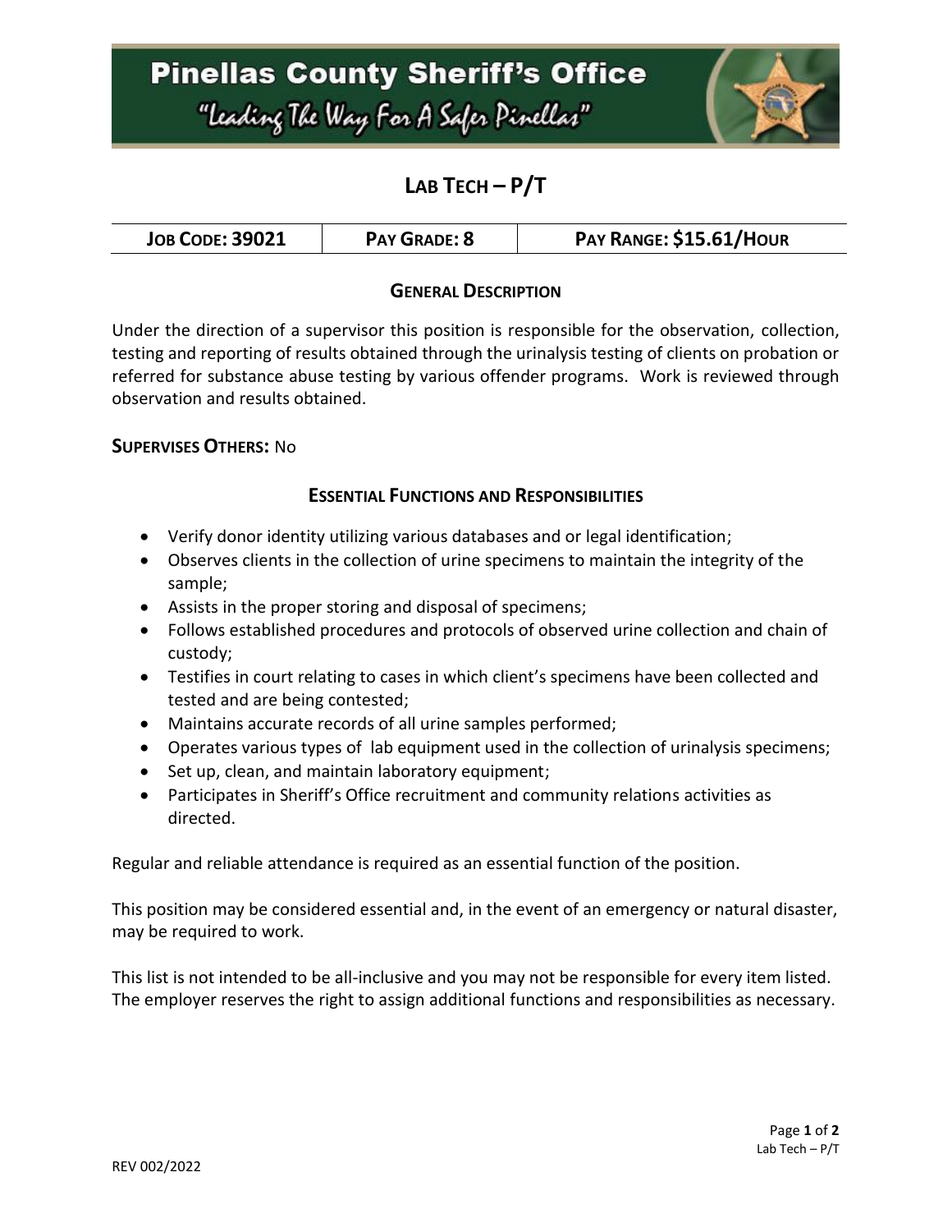# Pinellas County Sheriff's Office

"Leading The Way For A Safer Pinellas"

## Lab Tech – P/T

| Job Code: 39021 | Pay Grade: 8 | Pay Range: $15.61/Hour |
|---|---|---|

### General Description

Under the direction of a supervisor this position is responsible for the observation, collection, testing and reporting of results obtained through the urinalysis testing of clients on probation or referred for substance abuse testing by various offender programs. Work is reviewed through observation and results obtained.

**Supervises Others:** No

### Essential Functions and Responsibilities

- Verify donor identity utilizing various databases and or legal identification;
- Observes clients in the collection of urine specimens to maintain the integrity of the sample;
- Assists in the proper storing and disposal of specimens;
- Follows established procedures and protocols of observed urine collection and chain of custody;
- Testifies in court relating to cases in which client's specimens have been collected and tested and are being contested;
- Maintains accurate records of all urine samples performed;
- Operates various types of lab equipment used in the collection of urinalysis specimens;
- Set up, clean, and maintain laboratory equipment;
- Participates in Sheriff's Office recruitment and community relations activities as directed.

Regular and reliable attendance is required as an essential function of the position.

This position may be considered essential and, in the event of an emergency or natural disaster, may be required to work.

This list is not intended to be all-inclusive and you may not be responsible for every item listed. The employer reserves the right to assign additional functions and responsibilities as necessary.

REV 002/2022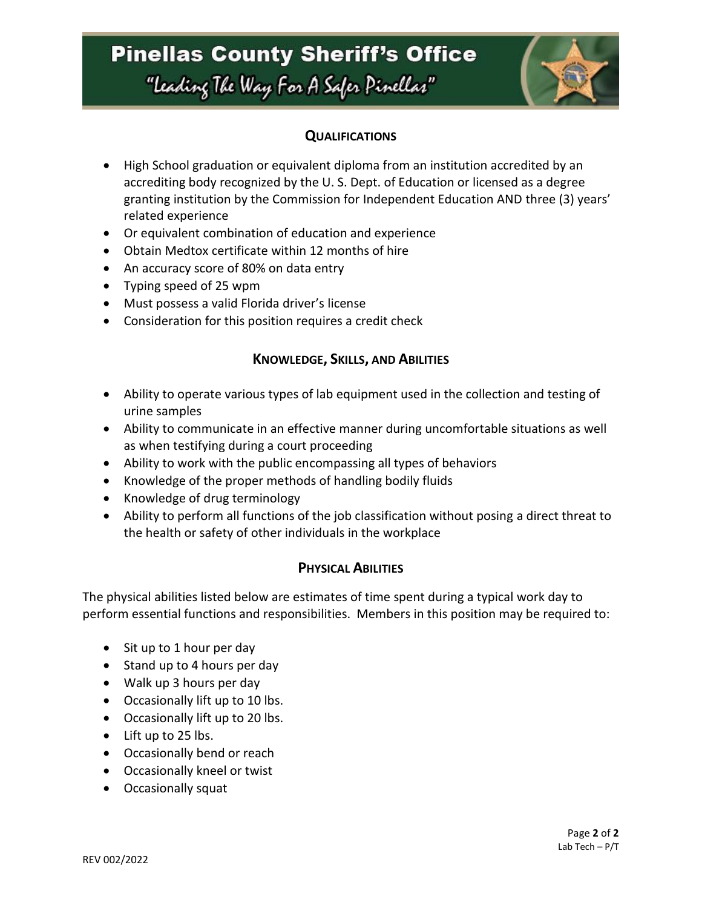## Qualifications

- High School graduation or equivalent diploma from an institution accredited by an accrediting body recognized by the U. S. Dept. of Education or licensed as a degree granting institution by the Commission for Independent Education AND three (3) years' related experience
- Or equivalent combination of education and experience
- Obtain Medtox certificate within 12 months of hire
- An accuracy score of 80% on data entry
- Typing speed of 25 wpm
- Must possess a valid Florida driver's license
- Consideration for this position requires a credit check

## Knowledge, Skills, and Abilities

- Ability to operate various types of lab equipment used in the collection and testing of urine samples
- Ability to communicate in an effective manner during uncomfortable situations as well as when testifying during a court proceeding
- Ability to work with the public encompassing all types of behaviors
- Knowledge of the proper methods of handling bodily fluids
- Knowledge of drug terminology
- Ability to perform all functions of the job classification without posing a direct threat to the health or safety of other individuals in the workplace

## Physical Abilities

The physical abilities listed below are estimates of time spent during a typical work day to perform essential functions and responsibilities. Members in this position may be required to:

- Sit up to 1 hour per day
- Stand up to 4 hours per day
- Walk up 3 hours per day
- Occasionally lift up to 10 lbs.
- Occasionally lift up to 20 lbs.
- Lift up to 25 lbs.
- Occasionally bend or reach
- Occasionally kneel or twist
- Occasionally squat

Lab Tech – P/T

REV 002/2022